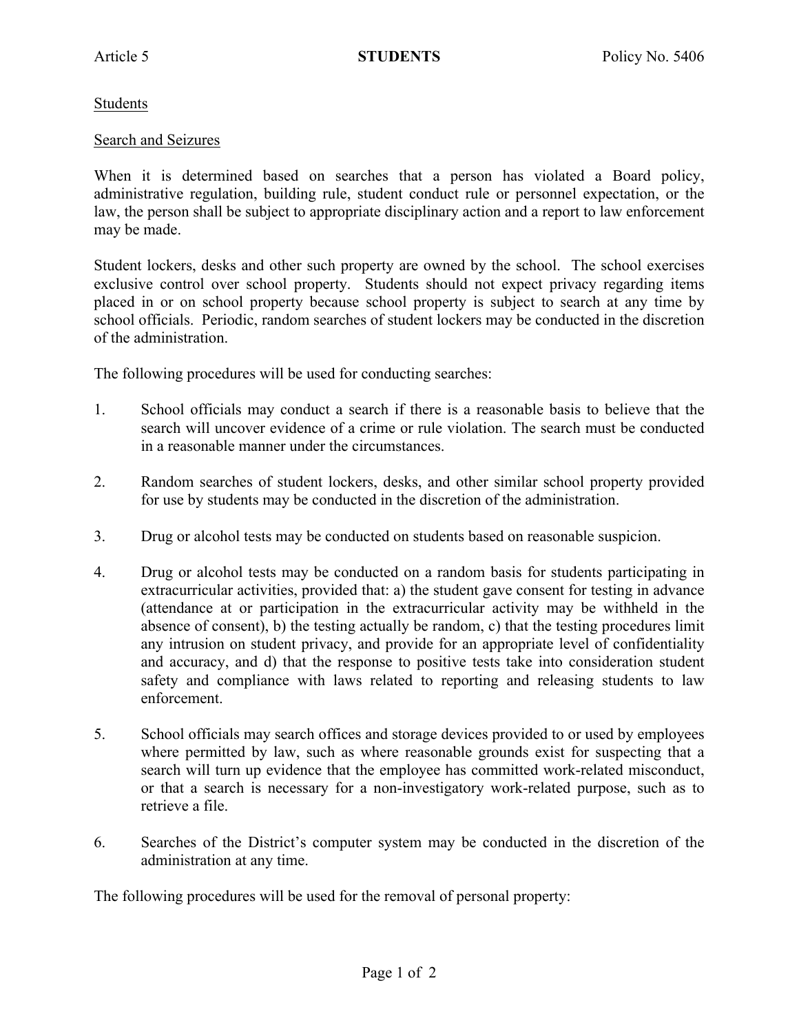Article 5 **STUDENTS** Policy No. 5406

Students

Search and Seizures

When it is determined based on searches that a person has violated a Board policy, administrative regulation, building rule, student conduct rule or personnel expectation, or the law, the person shall be subject to appropriate disciplinary action and a report to law enforcement may be made.

Student lockers, desks and other such property are owned by the school. The school exercises exclusive control over school property. Students should not expect privacy regarding items placed in or on school property because school property is subject to search at any time by school officials. Periodic, random searches of student lockers may be conducted in the discretion of the administration.

The following procedures will be used for conducting searches:

1. School officials may conduct a search if there is a reasonable basis to believe that the search will uncover evidence of a crime or rule violation. The search must be conducted in a reasonable manner under the circumstances.

2. Random searches of student lockers, desks, and other similar school property provided for use by students may be conducted in the discretion of the administration.

3. Drug or alcohol tests may be conducted on students based on reasonable suspicion.

4. Drug or alcohol tests may be conducted on a random basis for students participating in extracurricular activities, provided that: a) the student gave consent for testing in advance (attendance at or participation in the extracurricular activity may be withheld in the absence of consent), b) the testing actually be random, c) that the testing procedures limit any intrusion on student privacy, and provide for an appropriate level of confidentiality and accuracy, and d) that the response to positive tests take into consideration student safety and compliance with laws related to reporting and releasing students to law enforcement.

5. School officials may search offices and storage devices provided to or used by employees where permitted by law, such as where reasonable grounds exist for suspecting that a search will turn up evidence that the employee has committed work-related misconduct, or that a search is necessary for a non-investigatory work-related purpose, such as to retrieve a file.

6. Searches of the District's computer system may be conducted in the discretion of the administration at any time.

The following procedures will be used for the removal of personal property: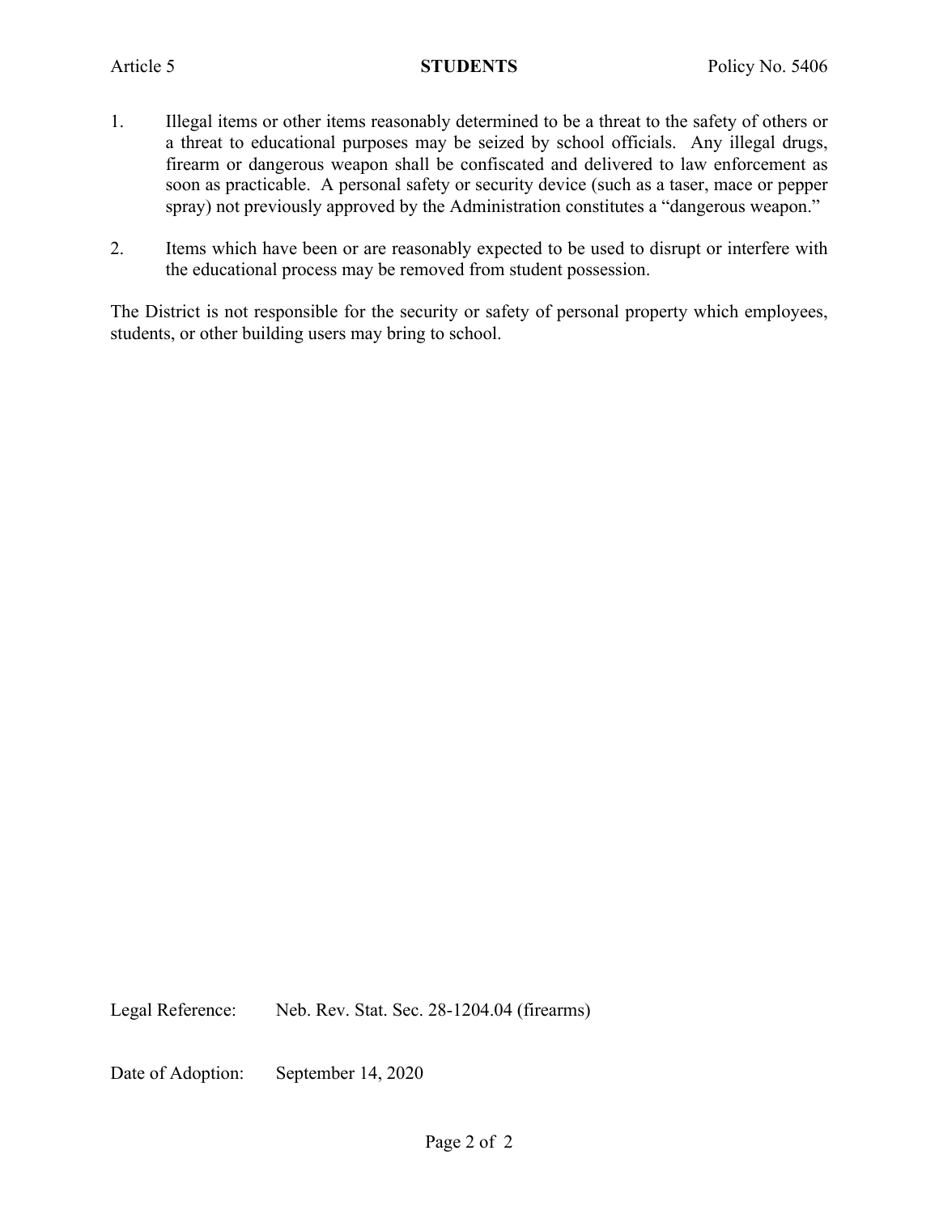1. Illegal items or other items reasonably determined to be a threat to the safety of others or a threat to educational purposes may be seized by school officials. Any illegal drugs, firearm or dangerous weapon shall be confiscated and delivered to law enforcement as soon as practicable. A personal safety or security device (such as a taser, mace or pepper spray) not previously approved by the Administration constitutes a "dangerous weapon."

2. Items which have been or are reasonably expected to be used to disrupt or interfere with the educational process may be removed from student possession.

The District is not responsible for the security or safety of personal property which employees, students, or other building users may bring to school.

Legal Reference: Neb. Rev. Stat. Sec. 28-1204.04 (firearms)

Date of Adoption: September 14, 2020